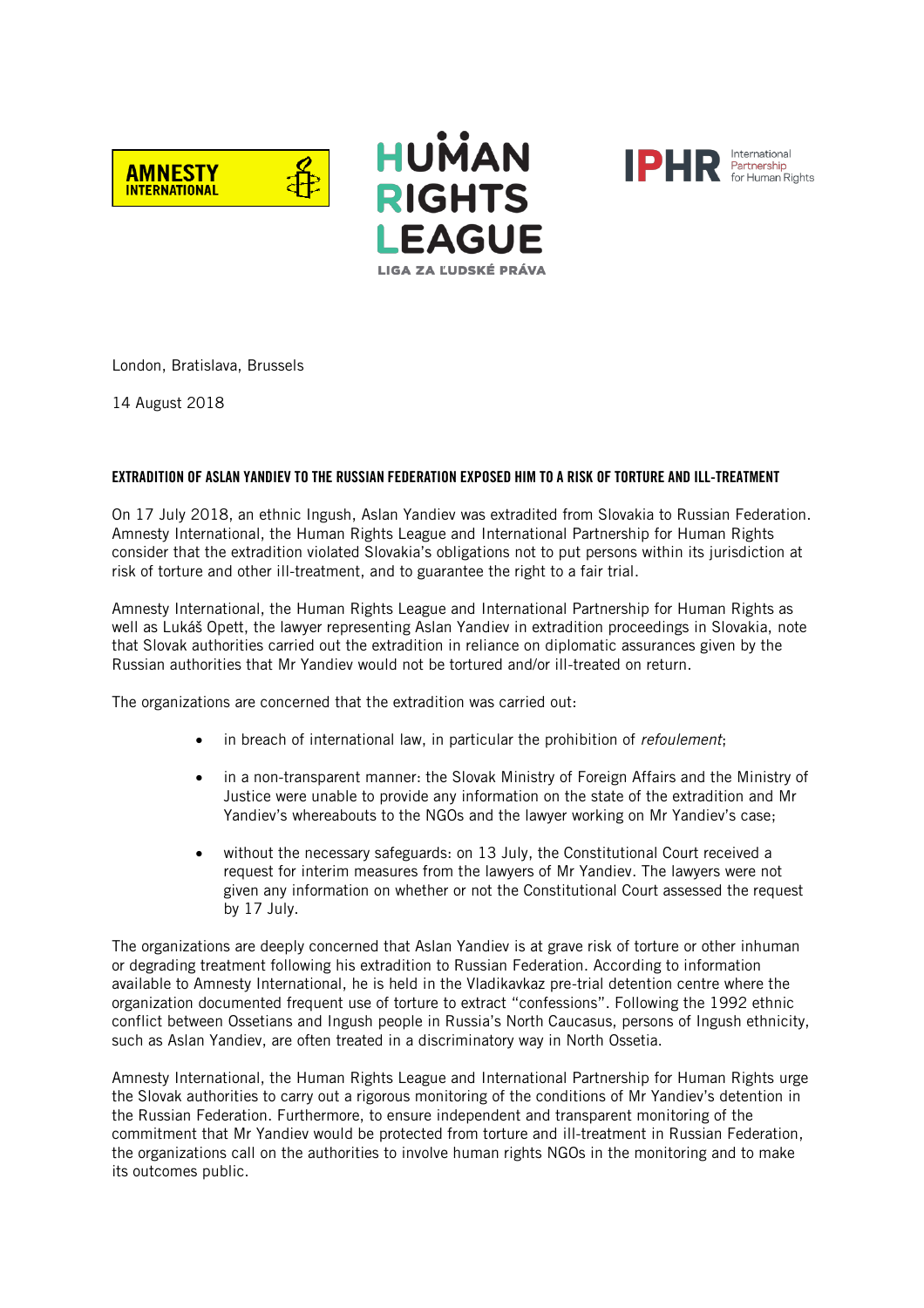AMNESTY INTERNATIONAL

HUMAN RIGHTS LEAGUE
LIGA ZA ĽUDSKÉ PRÁVA

IPHR International Partnership for Human Rights

London, Bratislava, Brussels

14 August 2018

**EXTRADITION OF ASLAN YANDIEV TO THE RUSSIAN FEDERATION EXPOSED HIM TO A RISK OF TORTURE AND ILL-TREATMENT**

On 17 July 2018, an ethnic Ingush, Aslan Yandiev was extradited from Slovakia to Russian Federation. Amnesty International, the Human Rights League and International Partnership for Human Rights consider that the extradition violated Slovakia's obligations not to put persons within its jurisdiction at risk of torture and other ill-treatment, and to guarantee the right to a fair trial.

Amnesty International, the Human Rights League and International Partnership for Human Rights as well as Lukáš Opett, the lawyer representing Aslan Yandiev in extradition proceedings in Slovakia, note that Slovak authorities carried out the extradition in reliance on diplomatic assurances given by the Russian authorities that Mr Yandiev would not be tortured and/or ill-treated on return.

The organizations are concerned that the extradition was carried out:

- in breach of international law, in particular the prohibition of *refoulement*;
- in a non-transparent manner: the Slovak Ministry of Foreign Affairs and the Ministry of Justice were unable to provide any information on the state of the extradition and Mr Yandiev's whereabouts to the NGOs and the lawyer working on Mr Yandiev's case;
- without the necessary safeguards: on 13 July, the Constitutional Court received a request for interim measures from the lawyers of Mr Yandiev. The lawyers were not given any information on whether or not the Constitutional Court assessed the request by 17 July.

The organizations are deeply concerned that Aslan Yandiev is at grave risk of torture or other inhuman or degrading treatment following his extradition to Russian Federation. According to information available to Amnesty International, he is held in the Vladikavkaz pre-trial detention centre where the organization documented frequent use of torture to extract "confessions". Following the 1992 ethnic conflict between Ossetians and Ingush people in Russia's North Caucasus, persons of Ingush ethnicity, such as Aslan Yandiev, are often treated in a discriminatory way in North Ossetia.

Amnesty International, the Human Rights League and International Partnership for Human Rights urge the Slovak authorities to carry out a rigorous monitoring of the conditions of Mr Yandiev's detention in the Russian Federation. Furthermore, to ensure independent and transparent monitoring of the commitment that Mr Yandiev would be protected from torture and ill-treatment in Russian Federation, the organizations call on the authorities to involve human rights NGOs in the monitoring and to make its outcomes public.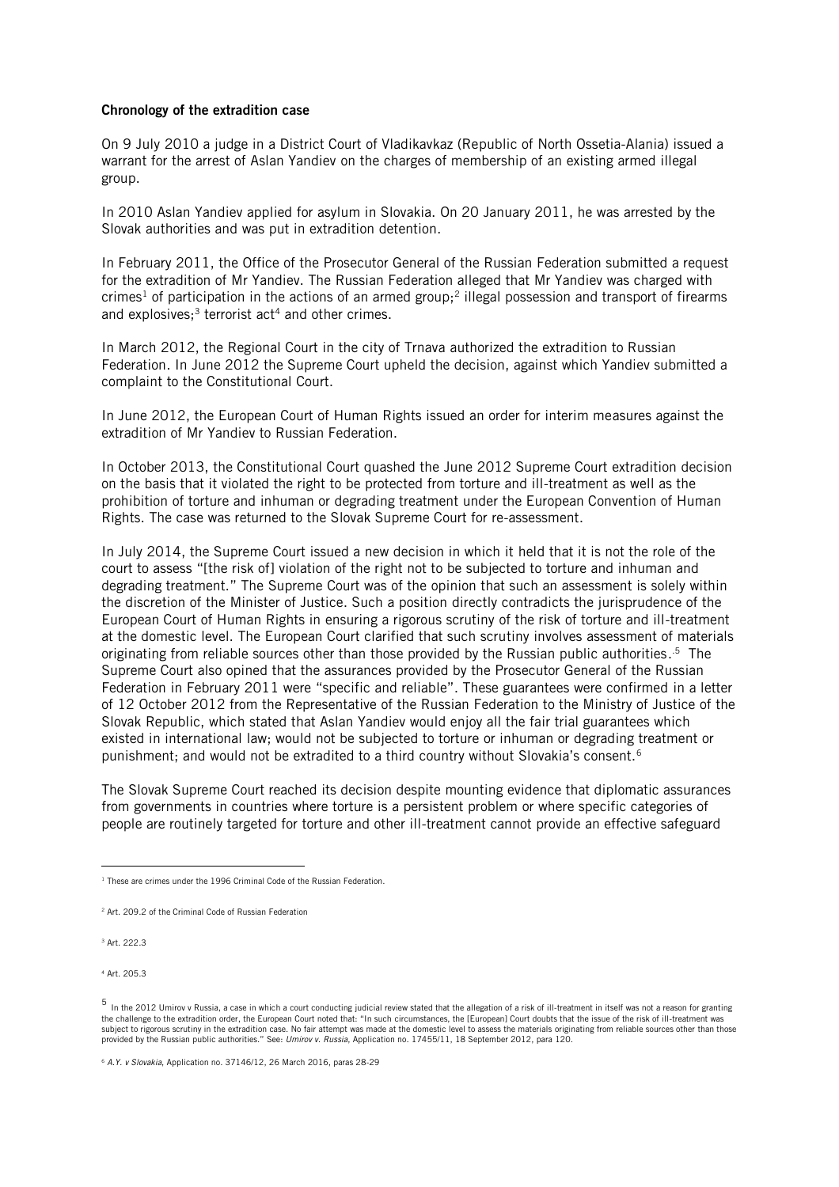**Chronology of the extradition case**

On 9 July 2010 a judge in a District Court of Vladikavkaz (Republic of North Ossetia-Alania) issued a warrant for the arrest of Aslan Yandiev on the charges of membership of an existing armed illegal group.

In 2010 Aslan Yandiev applied for asylum in Slovakia. On 20 January 2011, he was arrested by the Slovak authorities and was put in extradition detention.

In February 2011, the Office of the Prosecutor General of the Russian Federation submitted a request for the extradition of Mr Yandiev. The Russian Federation alleged that Mr Yandiev was charged with crimes[1] of participation in the actions of an armed group;[2] illegal possession and transport of firearms and explosives;[3] terrorist act[4] and other crimes.

In March 2012, the Regional Court in the city of Trnava authorized the extradition to Russian Federation. In June 2012 the Supreme Court upheld the decision, against which Yandiev submitted a complaint to the Constitutional Court.

In June 2012, the European Court of Human Rights issued an order for interim measures against the extradition of Mr Yandiev to Russian Federation.

In October 2013, the Constitutional Court quashed the June 2012 Supreme Court extradition decision on the basis that it violated the right to be protected from torture and ill-treatment as well as the prohibition of torture and inhuman or degrading treatment under the European Convention of Human Rights. The case was returned to the Slovak Supreme Court for re-assessment.

In July 2014, the Supreme Court issued a new decision in which it held that it is not the role of the court to assess "[the risk of] violation of the right not to be subjected to torture and inhuman and degrading treatment." The Supreme Court was of the opinion that such an assessment is solely within the discretion of the Minister of Justice. Such a position directly contradicts the jurisprudence of the European Court of Human Rights in ensuring a rigorous scrutiny of the risk of torture and ill-treatment at the domestic level. The European Court clarified that such scrutiny involves assessment of materials originating from reliable sources other than those provided by the Russian public authorities.[5] The Supreme Court also opined that the assurances provided by the Prosecutor General of the Russian Federation in February 2011 were "specific and reliable". These guarantees were confirmed in a letter of 12 October 2012 from the Representative of the Russian Federation to the Ministry of Justice of the Slovak Republic, which stated that Aslan Yandiev would enjoy all the fair trial guarantees which existed in international law; would not be subjected to torture or inhuman or degrading treatment or punishment; and would not be extradited to a third country without Slovakia's consent.[6]

The Slovak Supreme Court reached its decision despite mounting evidence that diplomatic assurances from governments in countries where torture is a persistent problem or where specific categories of people are routinely targeted for torture and other ill-treatment cannot provide an effective safeguard

---

[1] These are crimes under the 1996 Criminal Code of the Russian Federation.

[2] Art. 209.2 of the Criminal Code of Russian Federation

[3] Art. 222.3

[4] Art. 205.3

[5] In the 2012 Umirov v Russia, a case in which a court conducting judicial review stated that the allegation of a risk of ill-treatment in itself was not a reason for granting the challenge to the extradition order, the European Court noted that: "In such circumstances, the [European] Court doubts that the issue of the risk of ill-treatment was subject to rigorous scrutiny in the extradition case. No fair attempt was made at the domestic level to assess the materials originating from reliable sources other than those provided by the Russian public authorities." See: *Umirov v. Russia*, Application no. 17455/11, 18 September 2012, para 120.

[6] *A.Y. v Slovakia*, Application no. 37146/12, 26 March 2016, paras 28-29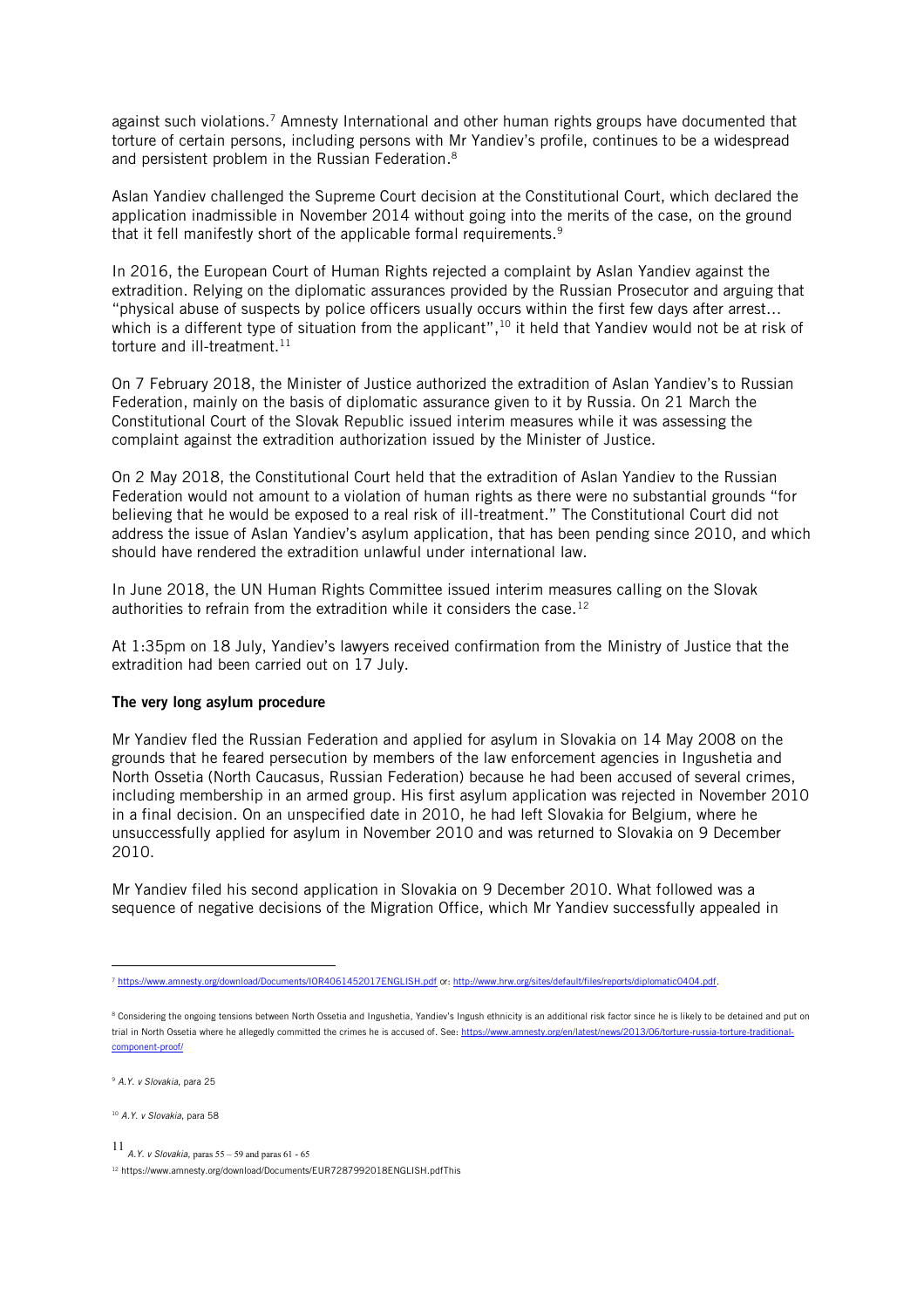against such violations.[7] Amnesty International and other human rights groups have documented that torture of certain persons, including persons with Mr Yandiev's profile, continues to be a widespread and persistent problem in the Russian Federation.[8]

Aslan Yandiev challenged the Supreme Court decision at the Constitutional Court, which declared the application inadmissible in November 2014 without going into the merits of the case, on the ground that it fell manifestly short of the applicable formal requirements.[9]

In 2016, the European Court of Human Rights rejected a complaint by Aslan Yandiev against the extradition. Relying on the diplomatic assurances provided by the Russian Prosecutor and arguing that "physical abuse of suspects by police officers usually occurs within the first few days after arrest… which is a different type of situation from the applicant",[10] it held that Yandiev would not be at risk of torture and ill-treatment.[11]

On 7 February 2018, the Minister of Justice authorized the extradition of Aslan Yandiev's to Russian Federation, mainly on the basis of diplomatic assurance given to it by Russia. On 21 March the Constitutional Court of the Slovak Republic issued interim measures while it was assessing the complaint against the extradition authorization issued by the Minister of Justice.

On 2 May 2018, the Constitutional Court held that the extradition of Aslan Yandiev to the Russian Federation would not amount to a violation of human rights as there were no substantial grounds "for believing that he would be exposed to a real risk of ill-treatment." The Constitutional Court did not address the issue of Aslan Yandiev's asylum application, that has been pending since 2010, and which should have rendered the extradition unlawful under international law.

In June 2018, the UN Human Rights Committee issued interim measures calling on the Slovak authorities to refrain from the extradition while it considers the case.[12]

At 1:35pm on 18 July, Yandiev's lawyers received confirmation from the Ministry of Justice that the extradition had been carried out on 17 July.

**The very long asylum procedure**

Mr Yandiev fled the Russian Federation and applied for asylum in Slovakia on 14 May 2008 on the grounds that he feared persecution by members of the law enforcement agencies in Ingushetia and North Ossetia (North Caucasus, Russian Federation) because he had been accused of several crimes, including membership in an armed group. His first asylum application was rejected in November 2010 in a final decision. On an unspecified date in 2010, he had left Slovakia for Belgium, where he unsuccessfully applied for asylum in November 2010 and was returned to Slovakia on 9 December 2010.

Mr Yandiev filed his second application in Slovakia on 9 December 2010. What followed was a sequence of negative decisions of the Migration Office, which Mr Yandiev successfully appealed in

---

[7] https://www.amnesty.org/download/Documents/IOR4061452017ENGLISH.pdf or: http://www.hrw.org/sites/default/files/reports/diplomatic0404.pdf.

[8] Considering the ongoing tensions between North Ossetia and Ingushetia, Yandiev's Ingush ethnicity is an additional risk factor since he is likely to be detained and put on trial in North Ossetia where he allegedly committed the crimes he is accused of. See: https://www.amnesty.org/en/latest/news/2013/06/torture-russia-torture-traditional-component-proof/

[9] *A.Y. v Slovakia*, para 25

[10] *A.Y. v Slovakia*, para 58

[11] *A.Y. v Slovakia*, paras 55 – 59 and paras 61 - 65

[12] https://www.amnesty.org/download/Documents/EUR7287992018ENGLISH.pdfThis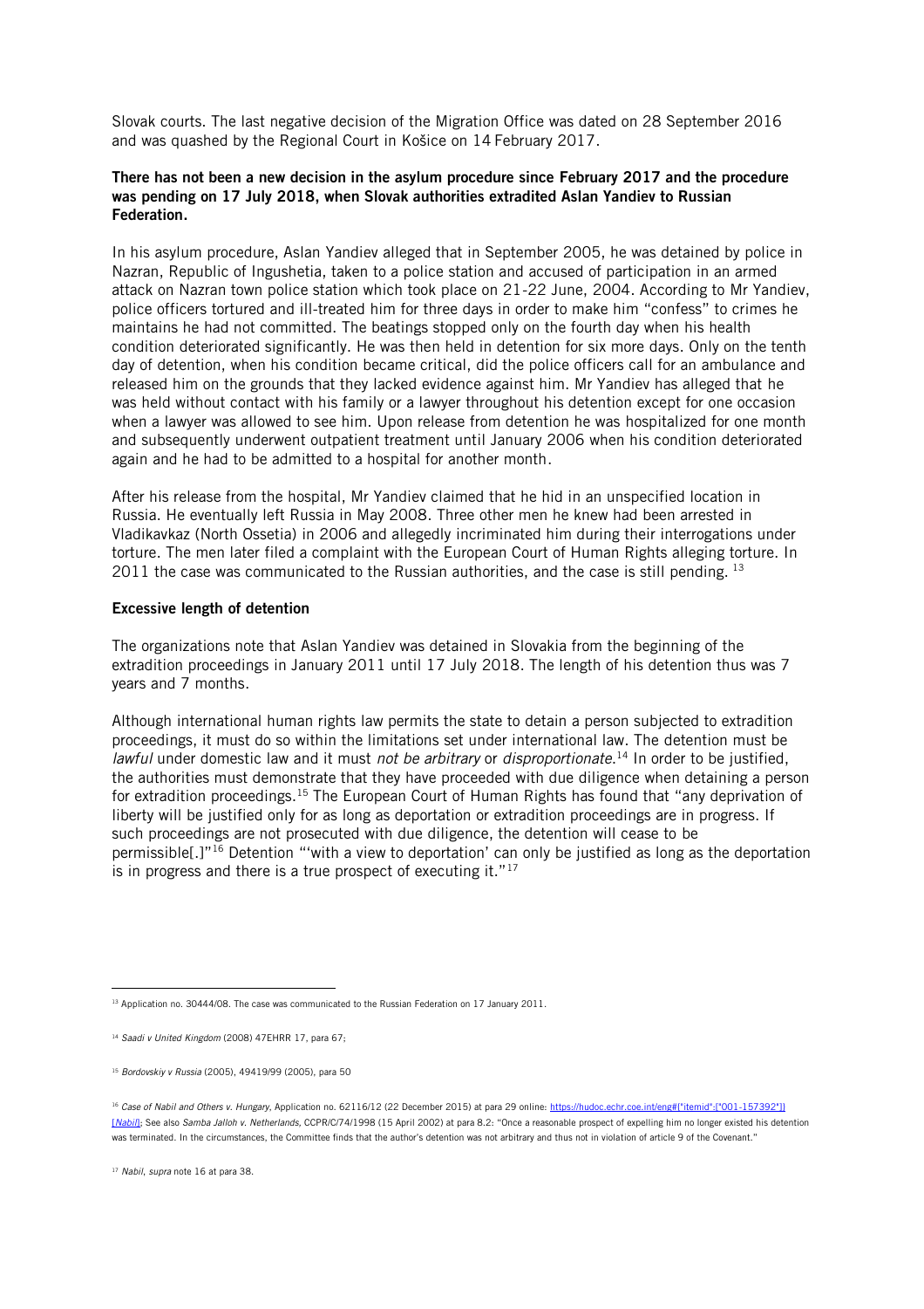Slovak courts. The last negative decision of the Migration Office was dated on 28 September 2016 and was quashed by the Regional Court in Košice on 14 February 2017.

**There has not been a new decision in the asylum procedure since February 2017 and the procedure was pending on 17 July 2018, when Slovak authorities extradited Aslan Yandiev to Russian Federation.**

In his asylum procedure, Aslan Yandiev alleged that in September 2005, he was detained by police in Nazran, Republic of Ingushetia, taken to a police station and accused of participation in an armed attack on Nazran town police station which took place on 21-22 June, 2004. According to Mr Yandiev, police officers tortured and ill-treated him for three days in order to make him "confess" to crimes he maintains he had not committed. The beatings stopped only on the fourth day when his health condition deteriorated significantly. He was then held in detention for six more days. Only on the tenth day of detention, when his condition became critical, did the police officers call for an ambulance and released him on the grounds that they lacked evidence against him. Mr Yandiev has alleged that he was held without contact with his family or a lawyer throughout his detention except for one occasion when a lawyer was allowed to see him. Upon release from detention he was hospitalized for one month and subsequently underwent outpatient treatment until January 2006 when his condition deteriorated again and he had to be admitted to a hospital for another month.

After his release from the hospital, Mr Yandiev claimed that he hid in an unspecified location in Russia. He eventually left Russia in May 2008. Three other men he knew had been arrested in Vladikavkaz (North Ossetia) in 2006 and allegedly incriminated him during their interrogations under torture. The men later filed a complaint with the European Court of Human Rights alleging torture. In 2011 the case was communicated to the Russian authorities, and the case is still pending. [13]

**Excessive length of detention**

The organizations note that Aslan Yandiev was detained in Slovakia from the beginning of the extradition proceedings in January 2011 until 17 July 2018. The length of his detention thus was 7 years and 7 months.

Although international human rights law permits the state to detain a person subjected to extradition proceedings, it must do so within the limitations set under international law. The detention must be *lawful* under domestic law and it must *not be arbitrary* or *disproportionate*.[14] In order to be justified, the authorities must demonstrate that they have proceeded with due diligence when detaining a person for extradition proceedings.[15] The European Court of Human Rights has found that "any deprivation of liberty will be justified only for as long as deportation or extradition proceedings are in progress. If such proceedings are not prosecuted with due diligence, the detention will cease to be permissible[.]"[16] Detention "'with a view to deportation' can only be justified as long as the deportation is in progress and there is a true prospect of executing it."[17]

---

[13] Application no. 30444/08. The case was communicated to the Russian Federation on 17 January 2011.

[14] *Saadi v United Kingdom* (2008) 47EHRR 17, para 67;

[15] *Bordovskiy v Russia* (2005), 49419/99 (2005), para 50

[16] *Case of Nabil and Others v. Hungary*, Application no. 62116/12 (22 December 2015) at para 29 online: https://hudoc.echr.coe.int/eng#{"itemid":["001-157392"]} [*Nabil*]; See also *Samba Jalloh v. Netherlands*, CCPR/C/74/1998 (15 April 2002) at para 8.2: "Once a reasonable prospect of expelling him no longer existed his detention was terminated. In the circumstances, the Committee finds that the author's detention was not arbitrary and thus not in violation of article 9 of the Covenant."

[17] *Nabil*, *supra* note 16 at para 38.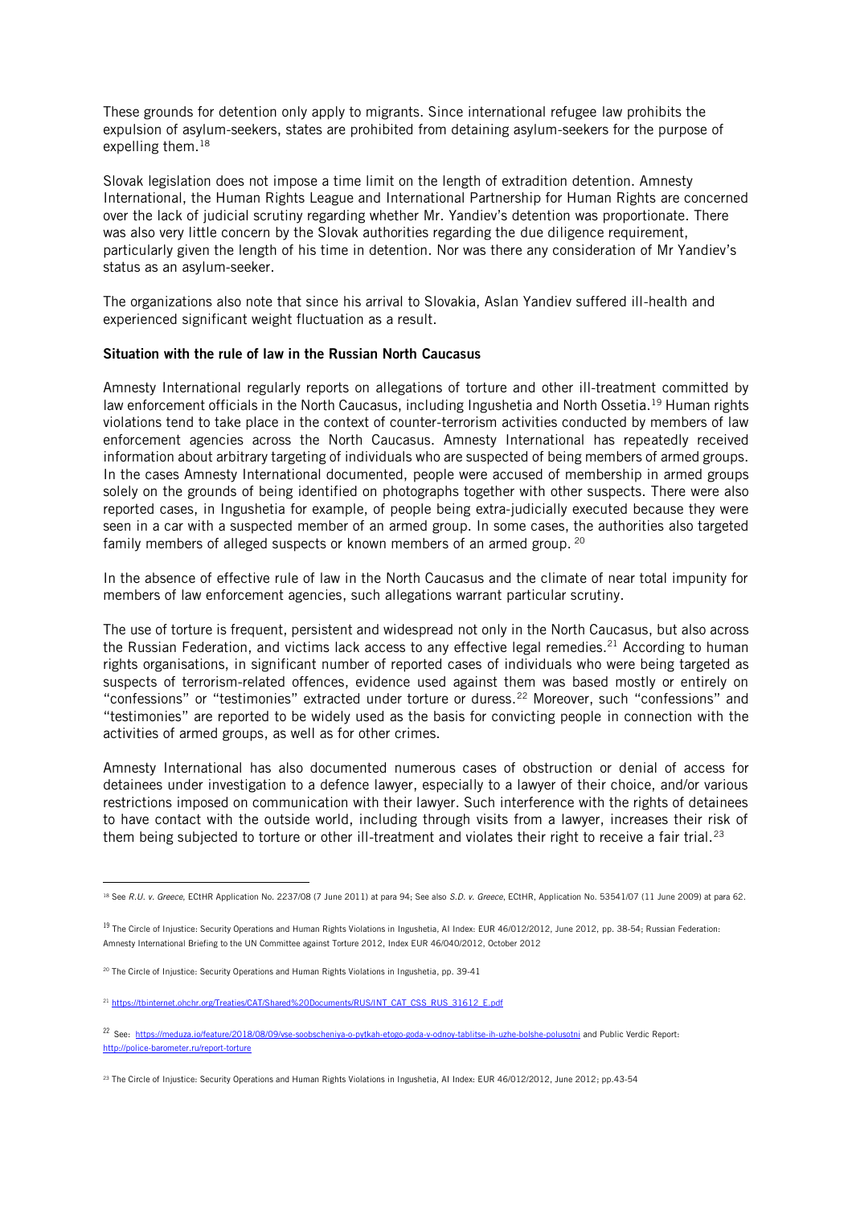These grounds for detention only apply to migrants. Since international refugee law prohibits the expulsion of asylum-seekers, states are prohibited from detaining asylum-seekers for the purpose of expelling them.[18]

Slovak legislation does not impose a time limit on the length of extradition detention. Amnesty International, the Human Rights League and International Partnership for Human Rights are concerned over the lack of judicial scrutiny regarding whether Mr. Yandiev's detention was proportionate. There was also very little concern by the Slovak authorities regarding the due diligence requirement, particularly given the length of his time in detention. Nor was there any consideration of Mr Yandiev's status as an asylum-seeker.

The organizations also note that since his arrival to Slovakia, Aslan Yandiev suffered ill-health and experienced significant weight fluctuation as a result.

**Situation with the rule of law in the Russian North Caucasus**

Amnesty International regularly reports on allegations of torture and other ill-treatment committed by law enforcement officials in the North Caucasus, including Ingushetia and North Ossetia.[19] Human rights violations tend to take place in the context of counter-terrorism activities conducted by members of law enforcement agencies across the North Caucasus. Amnesty International has repeatedly received information about arbitrary targeting of individuals who are suspected of being members of armed groups. In the cases Amnesty International documented, people were accused of membership in armed groups solely on the grounds of being identified on photographs together with other suspects. There were also reported cases, in Ingushetia for example, of people being extra-judicially executed because they were seen in a car with a suspected member of an armed group. In some cases, the authorities also targeted family members of alleged suspects or known members of an armed group. [20]

In the absence of effective rule of law in the North Caucasus and the climate of near total impunity for members of law enforcement agencies, such allegations warrant particular scrutiny.

The use of torture is frequent, persistent and widespread not only in the North Caucasus, but also across the Russian Federation, and victims lack access to any effective legal remedies.[21] According to human rights organisations, in significant number of reported cases of individuals who were being targeted as suspects of terrorism-related offences, evidence used against them was based mostly or entirely on "confessions" or "testimonies" extracted under torture or duress.[22] Moreover, such "confessions" and "testimonies" are reported to be widely used as the basis for convicting people in connection with the activities of armed groups, as well as for other crimes.

Amnesty International has also documented numerous cases of obstruction or denial of access for detainees under investigation to a defence lawyer, especially to a lawyer of their choice, and/or various restrictions imposed on communication with their lawyer. Such interference with the rights of detainees to have contact with the outside world, including through visits from a lawyer, increases their risk of them being subjected to torture or other ill-treatment and violates their right to receive a fair trial.[23]

---

[18] See *R.U. v. Greece*, ECtHR Application No. 2237/08 (7 June 2011) at para 94; See also *S.D. v. Greece*, ECtHR, Application No. 53541/07 (11 June 2009) at para 62.

[19] The Circle of Injustice: Security Operations and Human Rights Violations in Ingushetia, AI Index: EUR 46/012/2012, June 2012, pp. 38-54; Russian Federation: Amnesty International Briefing to the UN Committee against Torture 2012, Index EUR 46/040/2012, October 2012

[20] The Circle of Injustice: Security Operations and Human Rights Violations in Ingushetia, pp. 39-41

[21] https://tbinternet.ohchr.org/Treaties/CAT/Shared%20Documents/RUS/INT_CAT_CSS_RUS_31612_E.pdf

[22] See: https://meduza.io/feature/2018/08/09/vse-soobscheniya-o-pytkah-etogo-goda-v-odnoy-tablitse-ih-uzhe-bolshe-polusotni and Public Verdic Report: http://police-barometer.ru/report-torture

[23] The Circle of Injustice: Security Operations and Human Rights Violations in Ingushetia, AI Index: EUR 46/012/2012, June 2012; pp.43-54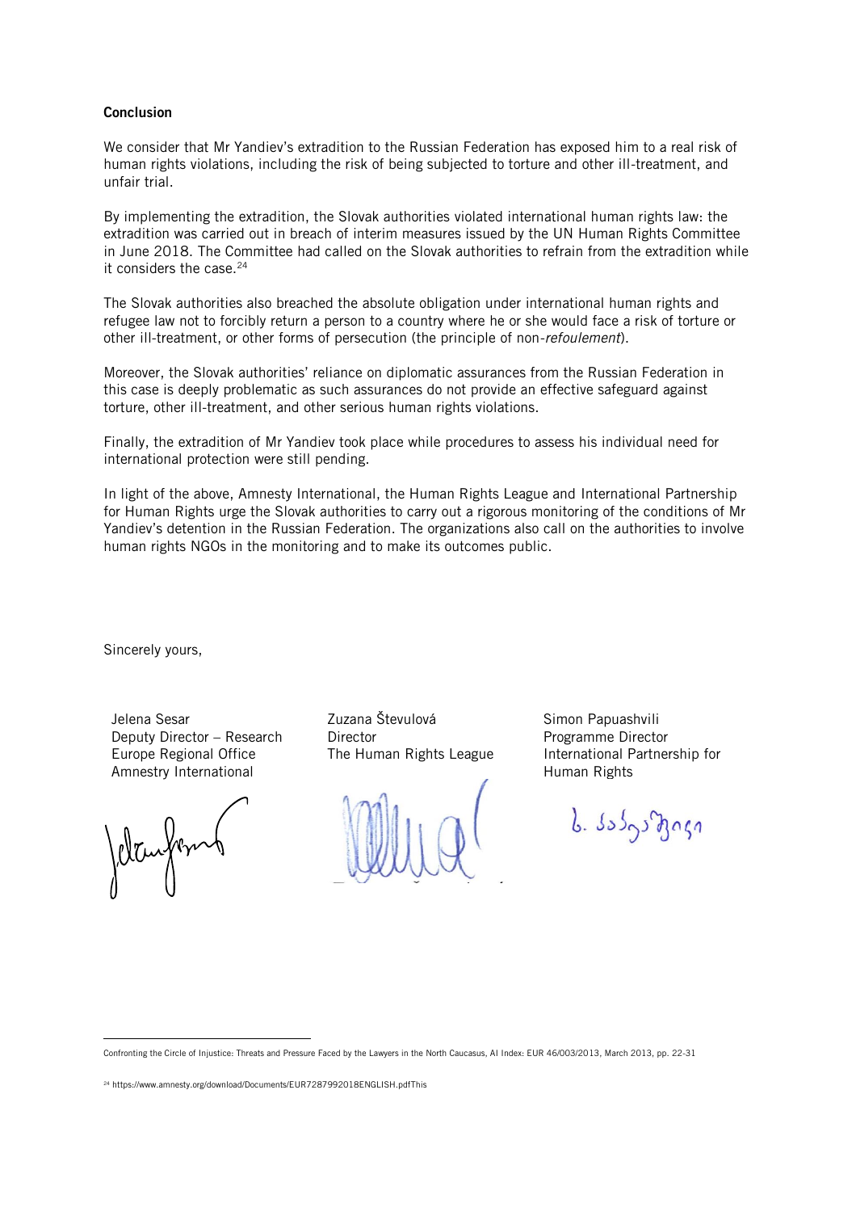**Conclusion**

We consider that Mr Yandiev's extradition to the Russian Federation has exposed him to a real risk of human rights violations, including the risk of being subjected to torture and other ill-treatment, and unfair trial.

By implementing the extradition, the Slovak authorities violated international human rights law: the extradition was carried out in breach of interim measures issued by the UN Human Rights Committee in June 2018. The Committee had called on the Slovak authorities to refrain from the extradition while it considers the case.[24]

The Slovak authorities also breached the absolute obligation under international human rights and refugee law not to forcibly return a person to a country where he or she would face a risk of torture or other ill-treatment, or other forms of persecution (the principle of non-*refoulement*).

Moreover, the Slovak authorities' reliance on diplomatic assurances from the Russian Federation in this case is deeply problematic as such assurances do not provide an effective safeguard against torture, other ill-treatment, and other serious human rights violations.

Finally, the extradition of Mr Yandiev took place while procedures to assess his individual need for international protection were still pending.

In light of the above, Amnesty International, the Human Rights League and International Partnership for Human Rights urge the Slovak authorities to carry out a rigorous monitoring of the conditions of Mr Yandiev's detention in the Russian Federation. The organizations also call on the authorities to involve human rights NGOs in the monitoring and to make its outcomes public.

Sincerely yours,

Jelena Sesar
Deputy Director – Research
Europe Regional Office
Amnestry International

Zuzana Števulová
Director
The Human Rights League

Simon Papuashvili
Programme Director
International Partnership for Human Rights

Confronting the Circle of Injustice: Threats and Pressure Faced by the Lawyers in the North Caucasus, AI Index: EUR 46/003/2013, March 2013, pp. 22-31

[24] https://www.amnesty.org/download/Documents/EUR7287992018ENGLISH.pdfThis